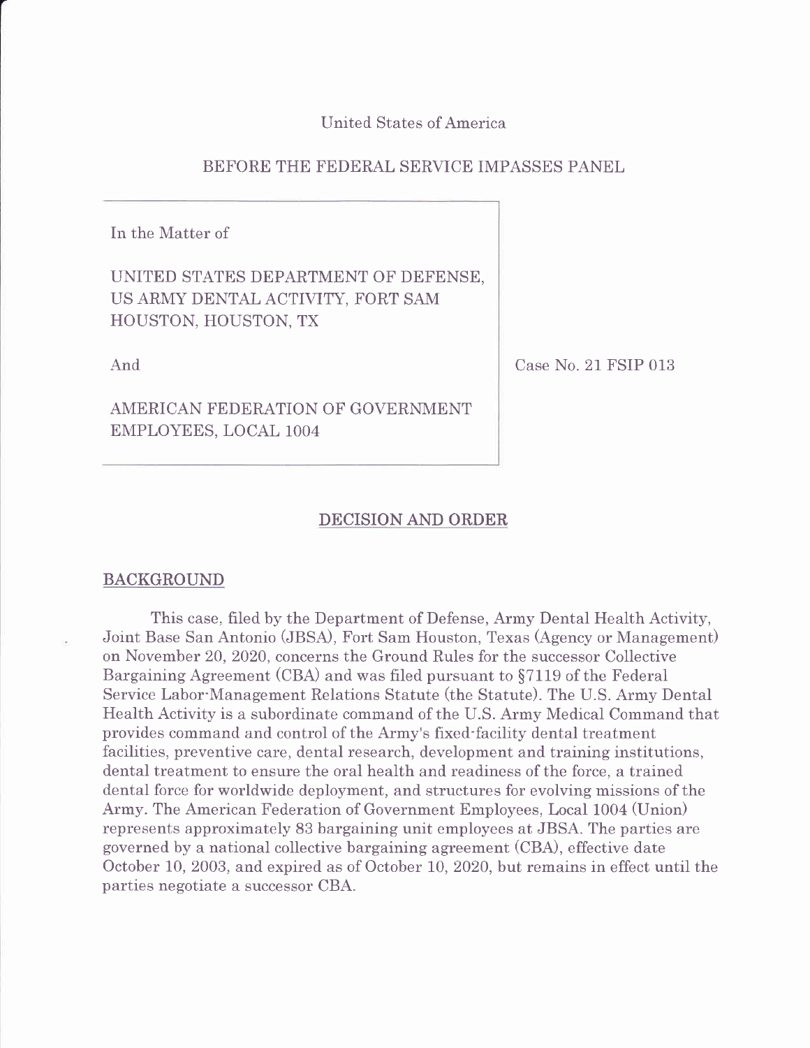United States of America

BEFORE THE FEDERAL SERVICE IMPASSES PANEL

| | |
|---|---|
| In the Matter of<br><br>UNITED STATES DEPARTMENT OF DEFENSE, US ARMY DENTAL ACTIVITY, FORT SAM HOUSTON, HOUSTON, TX<br><br>And<br><br>AMERICAN FEDERATION OF GOVERNMENT EMPLOYEES, LOCAL 1004 | Case No. 21 FSIP 013 |

## DECISION AND ORDER

### BACKGROUND

This case, filed by the Department of Defense, Army Dental Health Activity, Joint Base San Antonio (JBSA), Fort Sam Houston, Texas (Agency or Management) on November 20, 2020, concerns the Ground Rules for the successor Collective Bargaining Agreement (CBA) and was filed pursuant to §7119 of the Federal Service Labor-Management Relations Statute (the Statute). The U.S. Army Dental Health Activity is a subordinate command of the U.S. Army Medical Command that provides command and control of the Army's fixed-facility dental treatment facilities, preventive care, dental research, development and training institutions, dental treatment to ensure the oral health and readiness of the force, a trained dental force for worldwide deployment, and structures for evolving missions of the Army. The American Federation of Government Employees, Local 1004 (Union) represents approximately 83 bargaining unit employees at JBSA. The parties are governed by a national collective bargaining agreement (CBA), effective date October 10, 2003, and expired as of October 10, 2020, but remains in effect until the parties negotiate a successor CBA.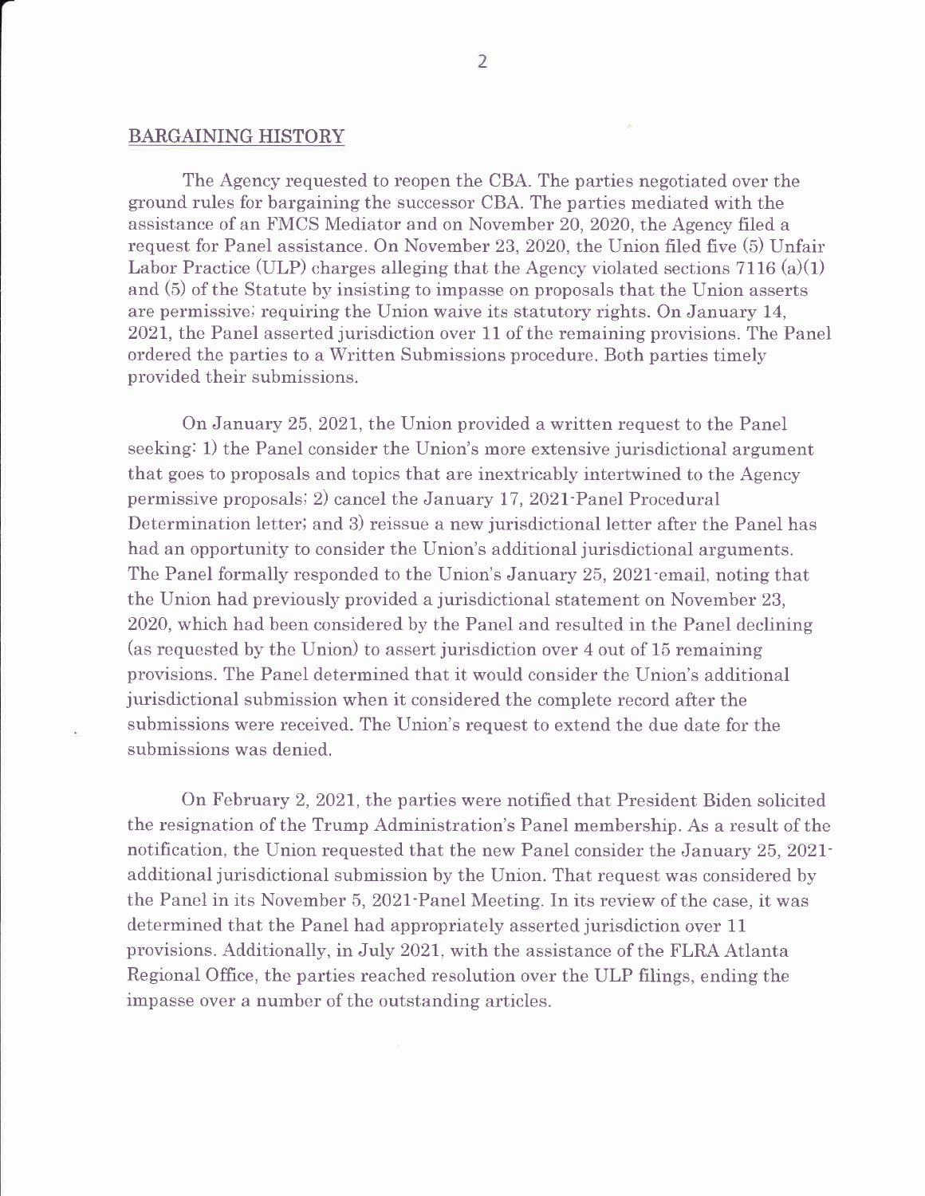## BARGAINING HISTORY

The Agency requested to reopen the CBA. The parties negotiated over the ground rules for bargaining the successor CBA. The parties mediated with the assistance of an FMCS Mediator and on November 20, 2020, the Agency filed a request for Panel assistance. On November 23, 2020, the Union filed five (5) Unfair Labor Practice (ULP) charges alleging that the Agency violated sections 7116 (a)(1) and (5) of the Statute by insisting to impasse on proposals that the Union asserts are permissive; requiring the Union waive its statutory rights. On January 14, 2021, the Panel asserted jurisdiction over 11 of the remaining provisions. The Panel ordered the parties to a Written Submissions procedure. Both parties timely provided their submissions.

On January 25, 2021, the Union provided a written request to the Panel seeking: 1) the Panel consider the Union's more extensive jurisdictional argument that goes to proposals and topics that are inextricably intertwined to the Agency permissive proposals; 2) cancel the January 17, 2021-Panel Procedural Determination letter; and 3) reissue a new jurisdictional letter after the Panel has had an opportunity to consider the Union's additional jurisdictional arguments. The Panel formally responded to the Union's January 25, 2021-email, noting that the Union had previously provided a jurisdictional statement on November 23, 2020, which had been considered by the Panel and resulted in the Panel declining (as requested by the Union) to assert jurisdiction over 4 out of 15 remaining provisions. The Panel determined that it would consider the Union's additional jurisdictional submission when it considered the complete record after the submissions were received. The Union's request to extend the due date for the submissions was denied.

On February 2, 2021, the parties were notified that President Biden solicited the resignation of the Trump Administration's Panel membership. As a result of the notification, the Union requested that the new Panel consider the January 25, 2021-additional jurisdictional submission by the Union. That request was considered by the Panel in its November 5, 2021-Panel Meeting. In its review of the case, it was determined that the Panel had appropriately asserted jurisdiction over 11 provisions. Additionally, in July 2021, with the assistance of the FLRA Atlanta Regional Office, the parties reached resolution over the ULP filings, ending the impasse over a number of the outstanding articles.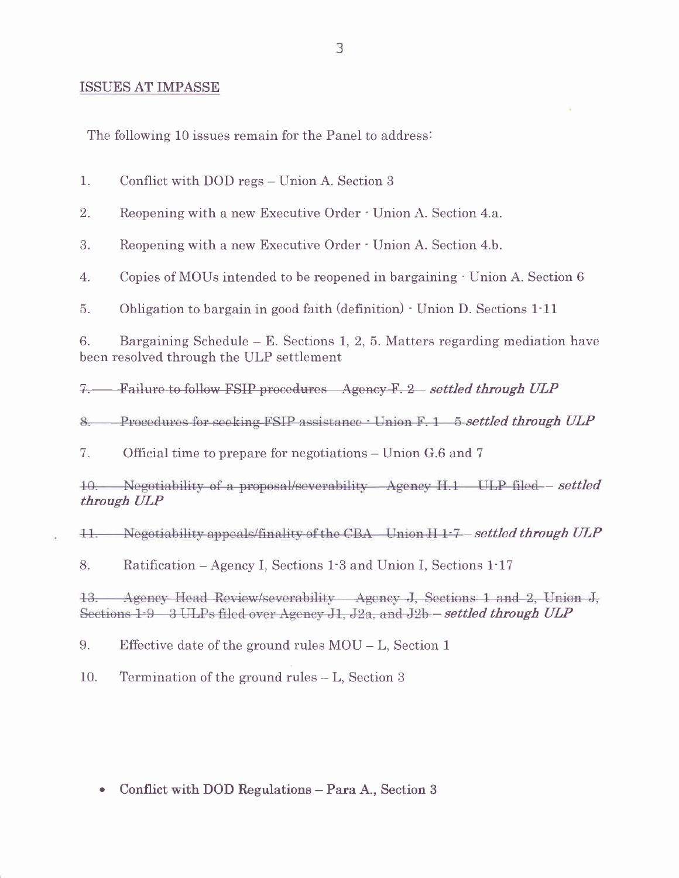## ISSUES AT IMPASSE

The following 10 issues remain for the Panel to address:

1. Conflict with DOD regs – Union A. Section 3

2. Reopening with a new Executive Order - Union A. Section 4.a.

3. Reopening with a new Executive Order - Union A. Section 4.b.

4. Copies of MOUs intended to be reopened in bargaining - Union A. Section 6

5. Obligation to bargain in good faith (definition) - Union D. Sections 1-11

6. Bargaining Schedule – E. Sections 1, 2, 5. Matters regarding mediation have been resolved through the ULP settlement

~~7. Failure to follow FSIP procedures – Agency F. 2~~ – *settled through ULP*

~~8. Procedures for seeking FSIP assistance - Union F. 1 – 5~~ *settled through ULP*

7. Official time to prepare for negotiations – Union G.6 and 7

~~10. Negotiability of a proposal/severability – Agency H.1 – ULP filed~~ – *settled through ULP*

~~11. Negotiability appeals/finality of the CBA – Union H 1-7~~ – *settled through ULP*

8. Ratification – Agency I, Sections 1-3 and Union I, Sections 1-17

~~13. Agency Head Review/severability – Agency J, Sections 1 and 2, Union J, Sections 1-9 – 3 ULPs filed over Agency J1, J2a, and J2b~~ – *settled through ULP*

9. Effective date of the ground rules MOU – L, Section 1

10. Termination of the ground rules – L, Section 3

- **Conflict with DOD Regulations – Para A., Section 3**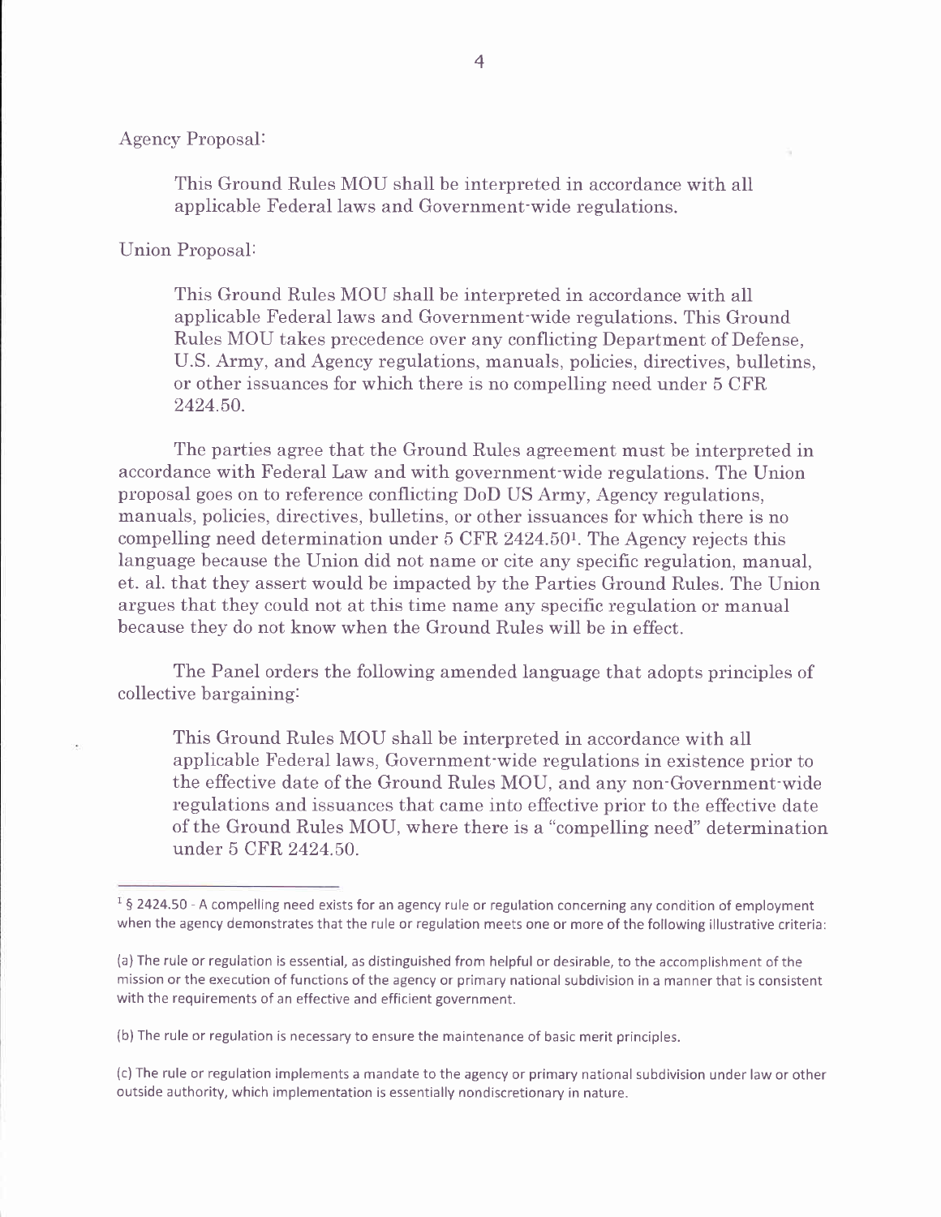Agency Proposal:

> This Ground Rules MOU shall be interpreted in accordance with all applicable Federal laws and Government-wide regulations.

Union Proposal:

> This Ground Rules MOU shall be interpreted in accordance with all applicable Federal laws and Government-wide regulations. This Ground Rules MOU takes precedence over any conflicting Department of Defense, U.S. Army, and Agency regulations, manuals, policies, directives, bulletins, or other issuances for which there is no compelling need under 5 CFR 2424.50.

The parties agree that the Ground Rules agreement must be interpreted in accordance with Federal Law and with government-wide regulations. The Union proposal goes on to reference conflicting DoD US Army, Agency regulations, manuals, policies, directives, bulletins, or other issuances for which there is no compelling need determination under 5 CFR 2424.50[1]. The Agency rejects this language because the Union did not name or cite any specific regulation, manual, et. al. that they assert would be impacted by the Parties Ground Rules. The Union argues that they could not at this time name any specific regulation or manual because they do not know when the Ground Rules will be in effect.

The Panel orders the following amended language that adopts principles of collective bargaining:

> This Ground Rules MOU shall be interpreted in accordance with all applicable Federal laws, Government-wide regulations in existence prior to the effective date of the Ground Rules MOU, and any non-Government-wide regulations and issuances that came into effective prior to the effective date of the Ground Rules MOU, where there is a "compelling need" determination under 5 CFR 2424.50.

---

[1] § 2424.50 - A compelling need exists for an agency rule or regulation concerning any condition of employment when the agency demonstrates that the rule or regulation meets one or more of the following illustrative criteria:

(a) The rule or regulation is essential, as distinguished from helpful or desirable, to the accomplishment of the mission or the execution of functions of the agency or primary national subdivision in a manner that is consistent with the requirements of an effective and efficient government.

(b) The rule or regulation is necessary to ensure the maintenance of basic merit principles.

(c) The rule or regulation implements a mandate to the agency or primary national subdivision under law or other outside authority, which implementation is essentially nondiscretionary in nature.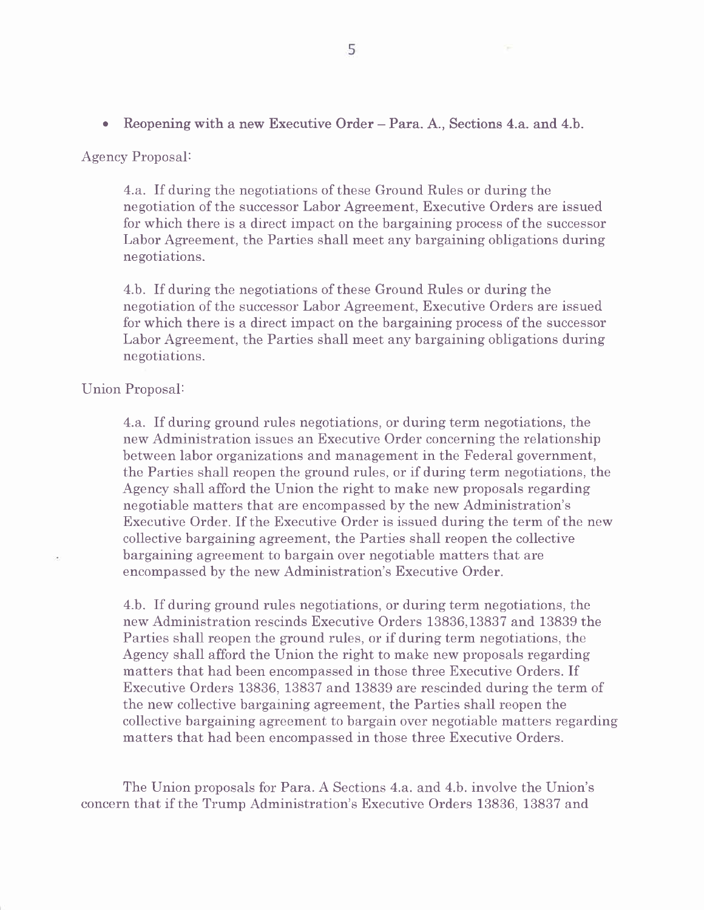- **Reopening with a new Executive Order – Para. A., Sections 4.a. and 4.b.**

Agency Proposal:

> 4.a. If during the negotiations of these Ground Rules or during the negotiation of the successor Labor Agreement, Executive Orders are issued for which there is a direct impact on the bargaining process of the successor Labor Agreement, the Parties shall meet any bargaining obligations during negotiations.
>
> 4.b. If during the negotiations of these Ground Rules or during the negotiation of the successor Labor Agreement, Executive Orders are issued for which there is a direct impact on the bargaining process of the successor Labor Agreement, the Parties shall meet any bargaining obligations during negotiations.

Union Proposal:

> 4.a. If during ground rules negotiations, or during term negotiations, the new Administration issues an Executive Order concerning the relationship between labor organizations and management in the Federal government, the Parties shall reopen the ground rules, or if during term negotiations, the Agency shall afford the Union the right to make new proposals regarding negotiable matters that are encompassed by the new Administration's Executive Order. If the Executive Order is issued during the term of the new collective bargaining agreement, the Parties shall reopen the collective bargaining agreement to bargain over negotiable matters that are encompassed by the new Administration's Executive Order.
>
> 4.b. If during ground rules negotiations, or during term negotiations, the new Administration rescinds Executive Orders 13836,13837 and 13839 the Parties shall reopen the ground rules, or if during term negotiations, the Agency shall afford the Union the right to make new proposals regarding matters that had been encompassed in those three Executive Orders. If Executive Orders 13836, 13837 and 13839 are rescinded during the term of the new collective bargaining agreement, the Parties shall reopen the collective bargaining agreement to bargain over negotiable matters regarding matters that had been encompassed in those three Executive Orders.

The Union proposals for Para. A Sections 4.a. and 4.b. involve the Union's concern that if the Trump Administration's Executive Orders 13836, 13837 and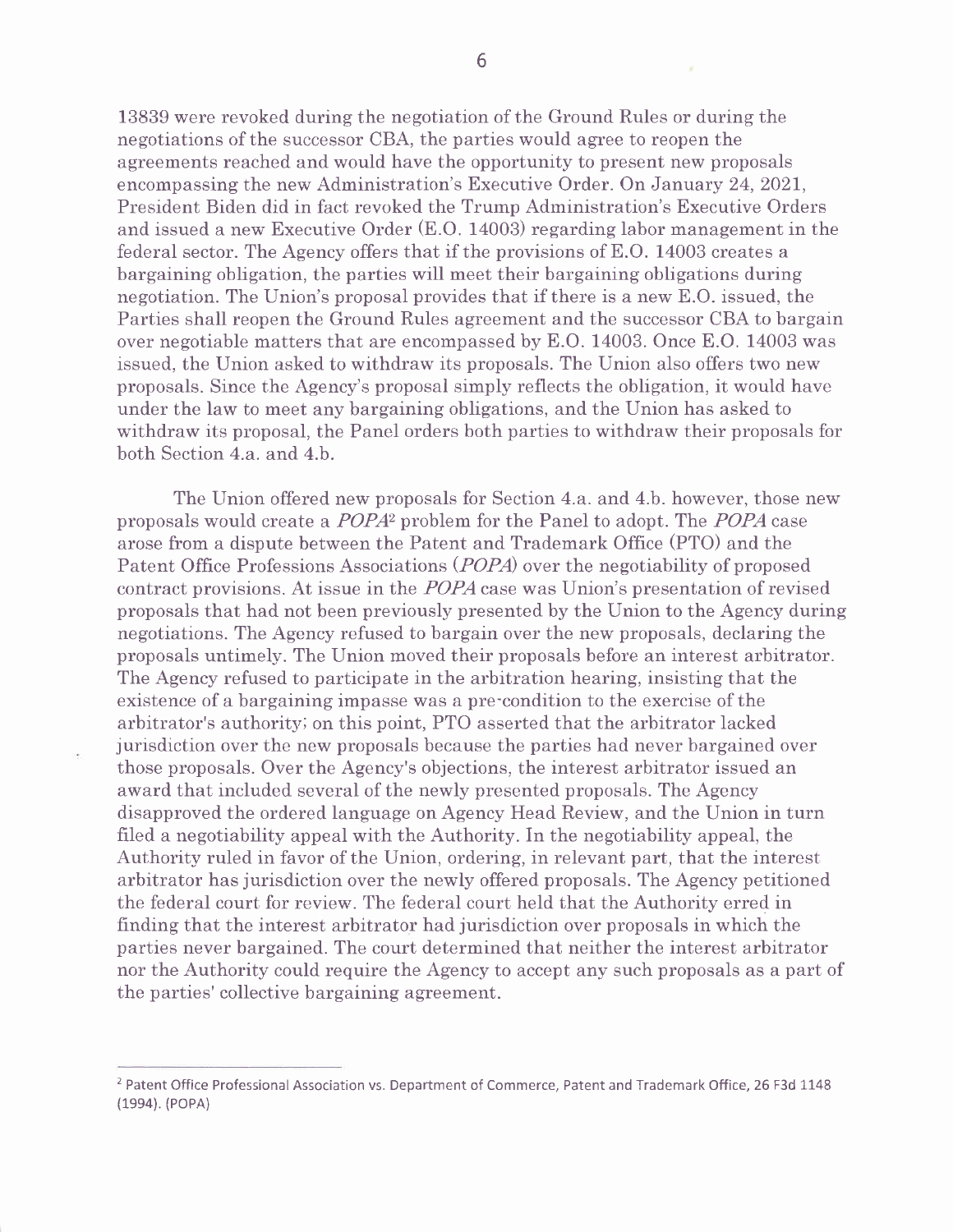13839 were revoked during the negotiation of the Ground Rules or during the negotiations of the successor CBA, the parties would agree to reopen the agreements reached and would have the opportunity to present new proposals encompassing the new Administration's Executive Order. On January 24, 2021, President Biden did in fact revoked the Trump Administration's Executive Orders and issued a new Executive Order (E.O. 14003) regarding labor management in the federal sector. The Agency offers that if the provisions of E.O. 14003 creates a bargaining obligation, the parties will meet their bargaining obligations during negotiation. The Union's proposal provides that if there is a new E.O. issued, the Parties shall reopen the Ground Rules agreement and the successor CBA to bargain over negotiable matters that are encompassed by E.O. 14003. Once E.O. 14003 was issued, the Union asked to withdraw its proposals. The Union also offers two new proposals. Since the Agency's proposal simply reflects the obligation, it would have under the law to meet any bargaining obligations, and the Union has asked to withdraw its proposal, the Panel orders both parties to withdraw their proposals for both Section 4.a. and 4.b.

The Union offered new proposals for Section 4.a. and 4.b. however, those new proposals would create a *POPA*[2] problem for the Panel to adopt. The *POPA* case arose from a dispute between the Patent and Trademark Office (PTO) and the Patent Office Professions Associations (*POPA*) over the negotiability of proposed contract provisions. At issue in the *POPA* case was Union's presentation of revised proposals that had not been previously presented by the Union to the Agency during negotiations. The Agency refused to bargain over the new proposals, declaring the proposals untimely. The Union moved their proposals before an interest arbitrator. The Agency refused to participate in the arbitration hearing, insisting that the existence of a bargaining impasse was a pre-condition to the exercise of the arbitrator's authority; on this point, PTO asserted that the arbitrator lacked jurisdiction over the new proposals because the parties had never bargained over those proposals. Over the Agency's objections, the interest arbitrator issued an award that included several of the newly presented proposals. The Agency disapproved the ordered language on Agency Head Review, and the Union in turn filed a negotiability appeal with the Authority. In the negotiability appeal, the Authority ruled in favor of the Union, ordering, in relevant part, that the interest arbitrator has jurisdiction over the newly offered proposals. The Agency petitioned the federal court for review. The federal court held that the Authority erred in finding that the interest arbitrator had jurisdiction over proposals in which the parties never bargained. The court determined that neither the interest arbitrator nor the Authority could require the Agency to accept any such proposals as a part of the parties' collective bargaining agreement.

---

[2] Patent Office Professional Association vs. Department of Commerce, Patent and Trademark Office, 26 F3d 1148 (1994). (POPA)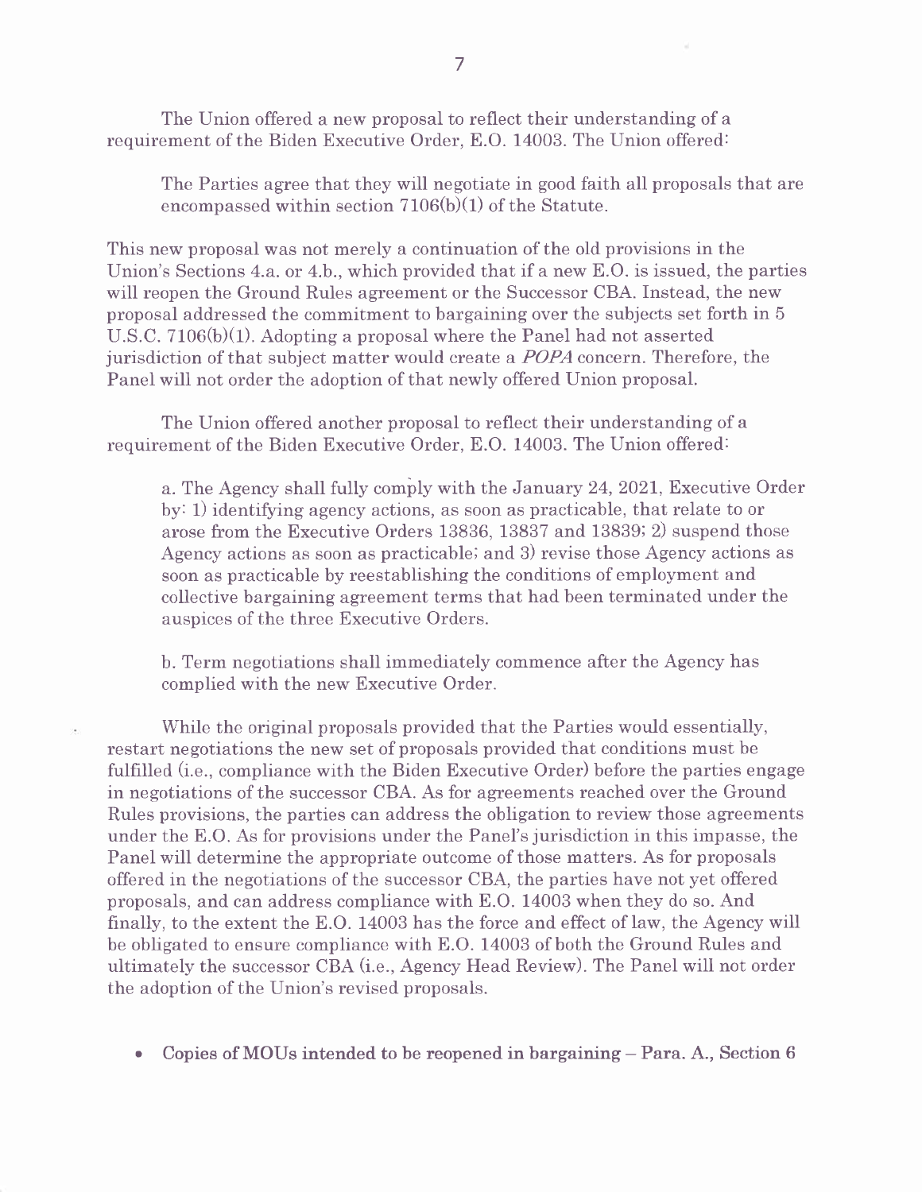The Union offered a new proposal to reflect their understanding of a requirement of the Biden Executive Order, E.O. 14003. The Union offered:

> The Parties agree that they will negotiate in good faith all proposals that are encompassed within section 7106(b)(1) of the Statute.

This new proposal was not merely a continuation of the old provisions in the Union's Sections 4.a. or 4.b., which provided that if a new E.O. is issued, the parties will reopen the Ground Rules agreement or the Successor CBA. Instead, the new proposal addressed the commitment to bargaining over the subjects set forth in 5 U.S.C. 7106(b)(1). Adopting a proposal where the Panel had not asserted jurisdiction of that subject matter would create a *POPA* concern. Therefore, the Panel will not order the adoption of that newly offered Union proposal.

The Union offered another proposal to reflect their understanding of a requirement of the Biden Executive Order, E.O. 14003. The Union offered:

> a. The Agency shall fully comply with the January 24, 2021, Executive Order by: 1) identifying agency actions, as soon as practicable, that relate to or arose from the Executive Orders 13836, 13837 and 13839; 2) suspend those Agency actions as soon as practicable; and 3) revise those Agency actions as soon as practicable by reestablishing the conditions of employment and collective bargaining agreement terms that had been terminated under the auspices of the three Executive Orders.
>
> b. Term negotiations shall immediately commence after the Agency has complied with the new Executive Order.

While the original proposals provided that the Parties would essentially, restart negotiations the new set of proposals provided that conditions must be fulfilled (i.e., compliance with the Biden Executive Order) before the parties engage in negotiations of the successor CBA. As for agreements reached over the Ground Rules provisions, the parties can address the obligation to review those agreements under the E.O. As for provisions under the Panel's jurisdiction in this impasse, the Panel will determine the appropriate outcome of those matters. As for proposals offered in the negotiations of the successor CBA, the parties have not yet offered proposals, and can address compliance with E.O. 14003 when they do so. And finally, to the extent the E.O. 14003 has the force and effect of law, the Agency will be obligated to ensure compliance with E.O. 14003 of both the Ground Rules and ultimately the successor CBA (i.e., Agency Head Review). The Panel will not order the adoption of the Union's revised proposals.

- **Copies of MOUs intended to be reopened in bargaining – Para. A., Section 6**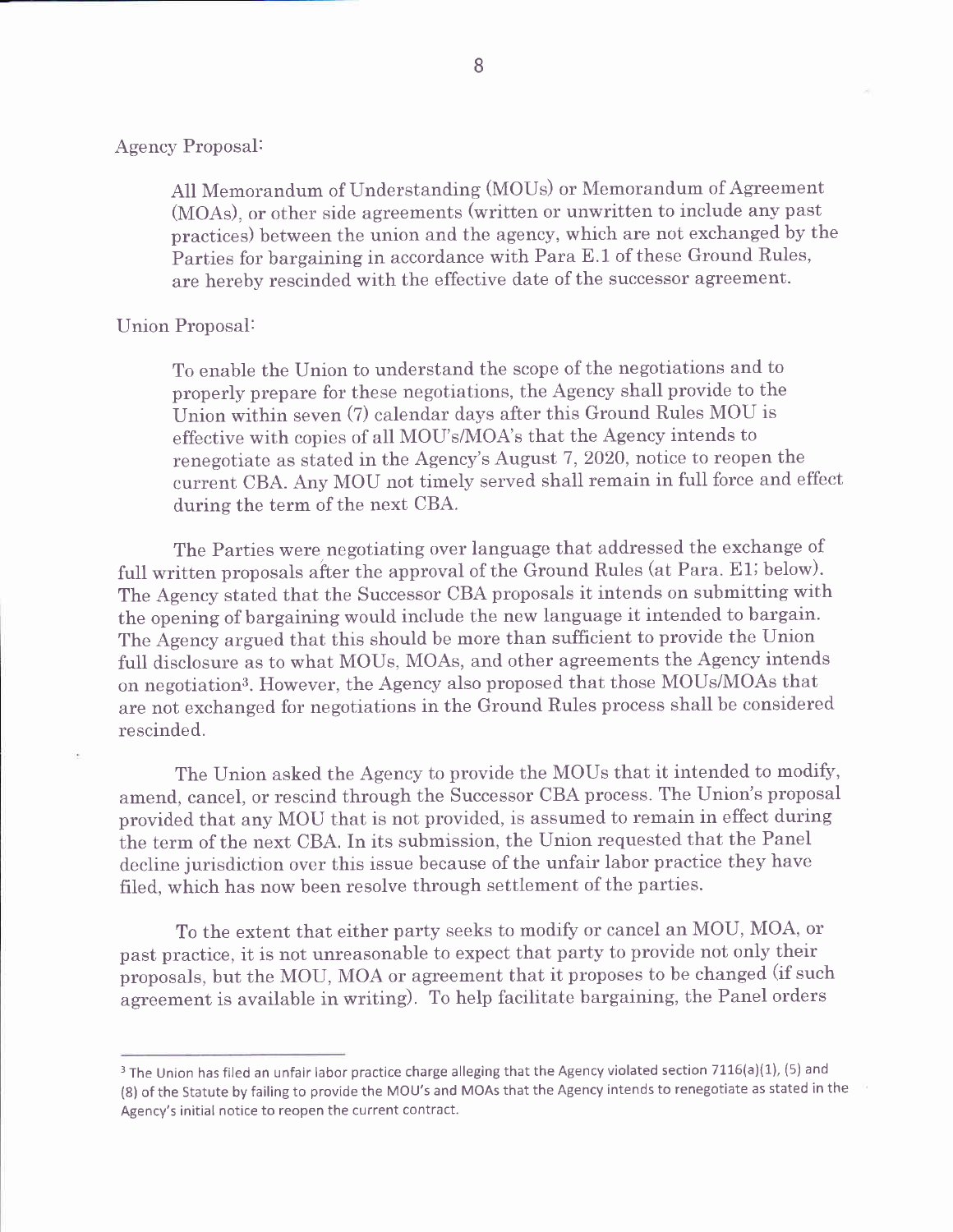Agency Proposal:

> All Memorandum of Understanding (MOUs) or Memorandum of Agreement (MOAs), or other side agreements (written or unwritten to include any past practices) between the union and the agency, which are not exchanged by the Parties for bargaining in accordance with Para E.1 of these Ground Rules, are hereby rescinded with the effective date of the successor agreement.

Union Proposal:

> To enable the Union to understand the scope of the negotiations and to properly prepare for these negotiations, the Agency shall provide to the Union within seven (7) calendar days after this Ground Rules MOU is effective with copies of all MOU's/MOA's that the Agency intends to renegotiate as stated in the Agency's August 7, 2020, notice to reopen the current CBA. Any MOU not timely served shall remain in full force and effect during the term of the next CBA.

The Parties were negotiating over language that addressed the exchange of full written proposals after the approval of the Ground Rules (at Para. E1; below). The Agency stated that the Successor CBA proposals it intends on submitting with the opening of bargaining would include the new language it intended to bargain. The Agency argued that this should be more than sufficient to provide the Union full disclosure as to what MOUs, MOAs, and other agreements the Agency intends on negotiation[3]. However, the Agency also proposed that those MOUs/MOAs that are not exchanged for negotiations in the Ground Rules process shall be considered rescinded.

The Union asked the Agency to provide the MOUs that it intended to modify, amend, cancel, or rescind through the Successor CBA process. The Union's proposal provided that any MOU that is not provided, is assumed to remain in effect during the term of the next CBA. In its submission, the Union requested that the Panel decline jurisdiction over this issue because of the unfair labor practice they have filed, which has now been resolve through settlement of the parties.

To the extent that either party seeks to modify or cancel an MOU, MOA, or past practice, it is not unreasonable to expect that party to provide not only their proposals, but the MOU, MOA or agreement that it proposes to be changed (if such agreement is available in writing). To help facilitate bargaining, the Panel orders

---

[3] The Union has filed an unfair labor practice charge alleging that the Agency violated section 7116(a)(1), (5) and (8) of the Statute by failing to provide the MOU's and MOAs that the Agency intends to renegotiate as stated in the Agency's initial notice to reopen the current contract.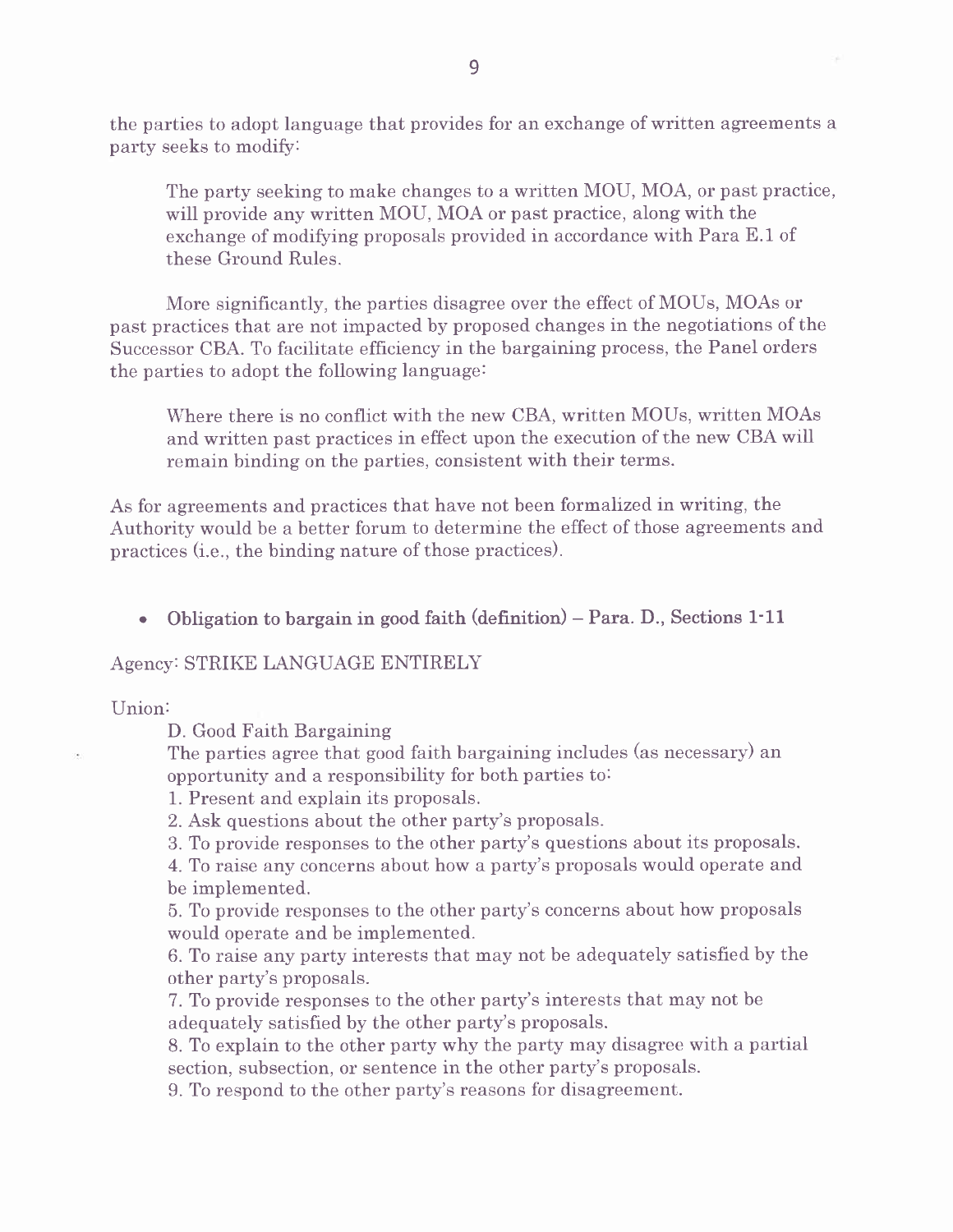the parties to adopt language that provides for an exchange of written agreements a party seeks to modify:

> The party seeking to make changes to a written MOU, MOA, or past practice, will provide any written MOU, MOA or past practice, along with the exchange of modifying proposals provided in accordance with Para E.1 of these Ground Rules.

More significantly, the parties disagree over the effect of MOUs, MOAs or past practices that are not impacted by proposed changes in the negotiations of the Successor CBA. To facilitate efficiency in the bargaining process, the Panel orders the parties to adopt the following language:

> Where there is no conflict with the new CBA, written MOUs, written MOAs and written past practices in effect upon the execution of the new CBA will remain binding on the parties, consistent with their terms.

As for agreements and practices that have not been formalized in writing, the Authority would be a better forum to determine the effect of those agreements and practices (i.e., the binding nature of those practices).

- **Obligation to bargain in good faith (definition) – Para. D., Sections 1-11**

Agency: STRIKE LANGUAGE ENTIRELY

Union:

> D. Good Faith Bargaining
> The parties agree that good faith bargaining includes (as necessary) an opportunity and a responsibility for both parties to:
> 1. Present and explain its proposals.
> 2. Ask questions about the other party's proposals.
> 3. To provide responses to the other party's questions about its proposals.
> 4. To raise any concerns about how a party's proposals would operate and be implemented.
> 5. To provide responses to the other party's concerns about how proposals would operate and be implemented.
> 6. To raise any party interests that may not be adequately satisfied by the other party's proposals.
> 7. To provide responses to the other party's interests that may not be adequately satisfied by the other party's proposals.
> 8. To explain to the other party why the party may disagree with a partial section, subsection, or sentence in the other party's proposals.
> 9. To respond to the other party's reasons for disagreement.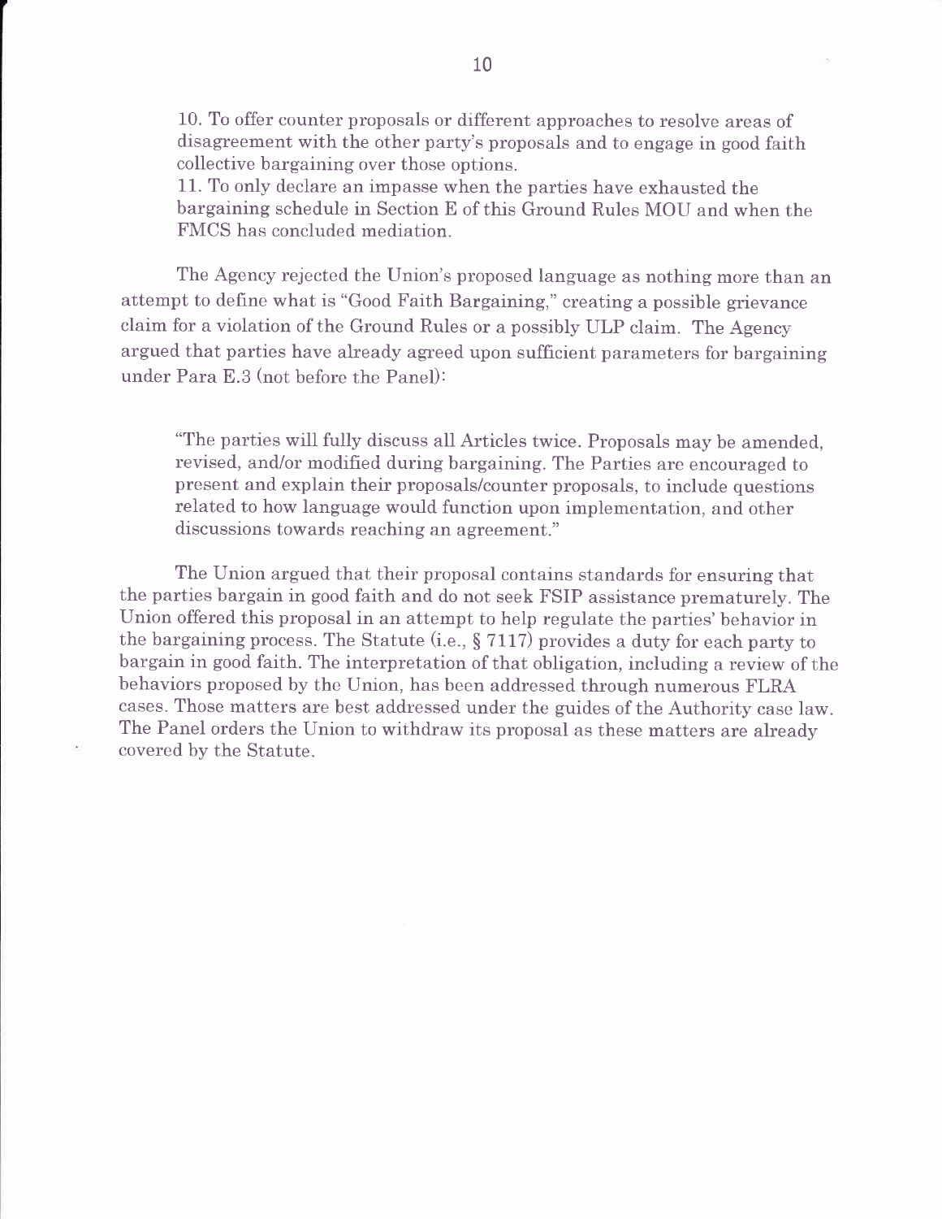10. To offer counter proposals or different approaches to resolve areas of disagreement with the other party's proposals and to engage in good faith collective bargaining over those options.

11. To only declare an impasse when the parties have exhausted the bargaining schedule in Section E of this Ground Rules MOU and when the FMCS has concluded mediation.

The Agency rejected the Union's proposed language as nothing more than an attempt to define what is "Good Faith Bargaining," creating a possible grievance claim for a violation of the Ground Rules or a possibly ULP claim. The Agency argued that parties have already agreed upon sufficient parameters for bargaining under Para E.3 (not before the Panel):

> "The parties will fully discuss all Articles twice. Proposals may be amended, revised, and/or modified during bargaining. The Parties are encouraged to present and explain their proposals/counter proposals, to include questions related to how language would function upon implementation, and other discussions towards reaching an agreement."

The Union argued that their proposal contains standards for ensuring that the parties bargain in good faith and do not seek FSIP assistance prematurely. The Union offered this proposal in an attempt to help regulate the parties' behavior in the bargaining process. The Statute (i.e., § 7117) provides a duty for each party to bargain in good faith. The interpretation of that obligation, including a review of the behaviors proposed by the Union, has been addressed through numerous FLRA cases. Those matters are best addressed under the guides of the Authority case law. The Panel orders the Union to withdraw its proposal as these matters are already covered by the Statute.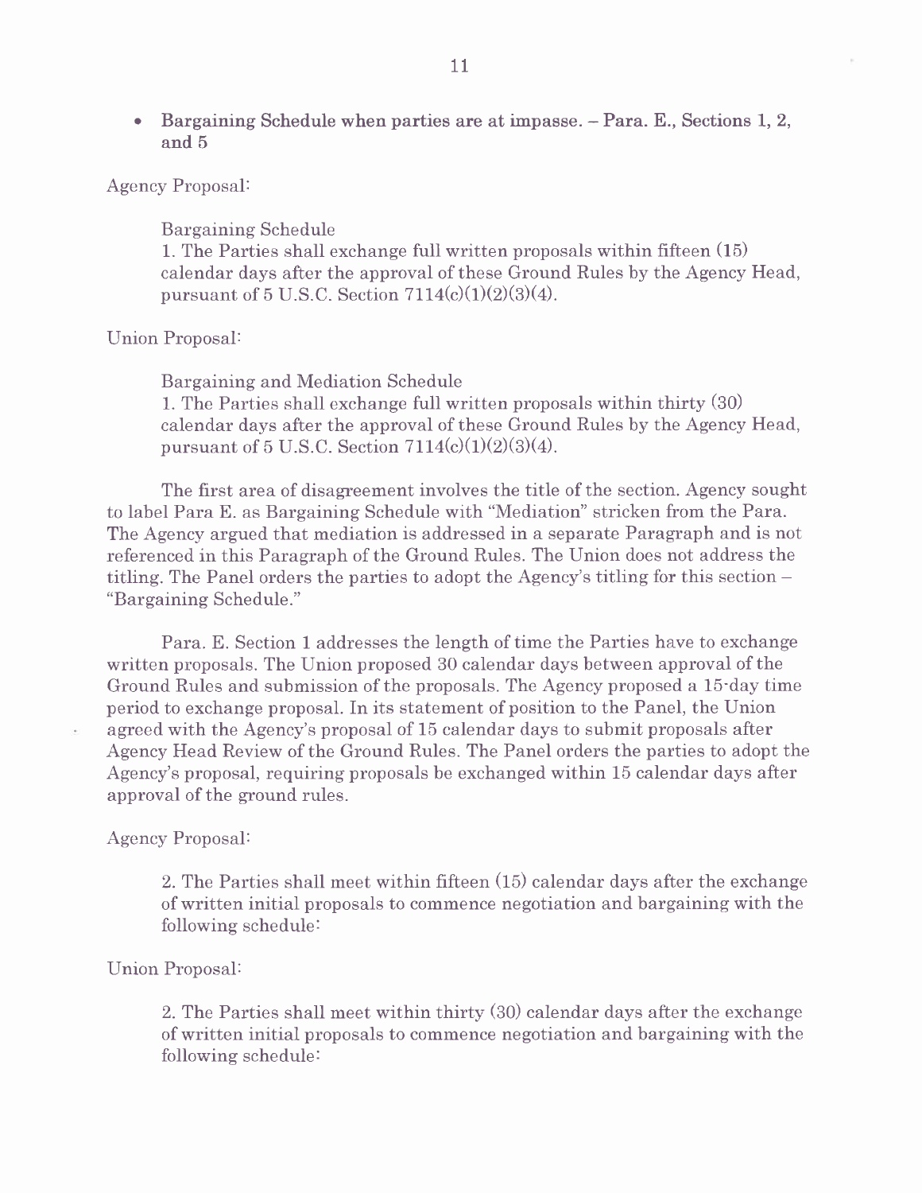- **Bargaining Schedule when parties are at impasse. – Para. E., Sections 1, 2, and 5**

Agency Proposal:

> Bargaining Schedule
> 1. The Parties shall exchange full written proposals within fifteen (15) calendar days after the approval of these Ground Rules by the Agency Head, pursuant of 5 U.S.C. Section 7114(c)(1)(2)(3)(4).

Union Proposal:

> Bargaining and Mediation Schedule
> 1. The Parties shall exchange full written proposals within thirty (30) calendar days after the approval of these Ground Rules by the Agency Head, pursuant of 5 U.S.C. Section 7114(c)(1)(2)(3)(4).

The first area of disagreement involves the title of the section. Agency sought to label Para E. as Bargaining Schedule with "Mediation" stricken from the Para. The Agency argued that mediation is addressed in a separate Paragraph and is not referenced in this Paragraph of the Ground Rules. The Union does not address the titling. The Panel orders the parties to adopt the Agency's titling for this section – "Bargaining Schedule."

Para. E. Section 1 addresses the length of time the Parties have to exchange written proposals. The Union proposed 30 calendar days between approval of the Ground Rules and submission of the proposals. The Agency proposed a 15-day time period to exchange proposal. In its statement of position to the Panel, the Union agreed with the Agency's proposal of 15 calendar days to submit proposals after Agency Head Review of the Ground Rules. The Panel orders the parties to adopt the Agency's proposal, requiring proposals be exchanged within 15 calendar days after approval of the ground rules.

Agency Proposal:

> 2. The Parties shall meet within fifteen (15) calendar days after the exchange of written initial proposals to commence negotiation and bargaining with the following schedule:

Union Proposal:

> 2. The Parties shall meet within thirty (30) calendar days after the exchange of written initial proposals to commence negotiation and bargaining with the following schedule: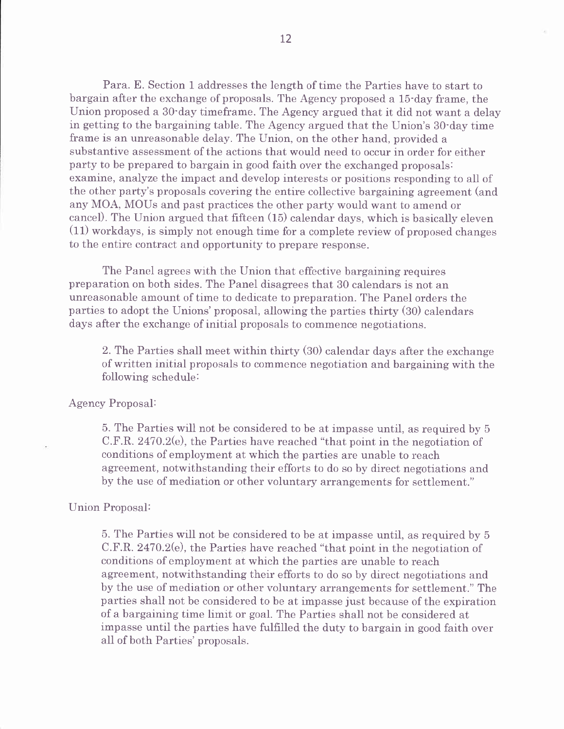Para. E. Section 1 addresses the length of time the Parties have to start to bargain after the exchange of proposals. The Agency proposed a 15-day frame, the Union proposed a 30-day timeframe. The Agency argued that it did not want a delay in getting to the bargaining table. The Agency argued that the Union's 30-day time frame is an unreasonable delay. The Union, on the other hand, provided a substantive assessment of the actions that would need to occur in order for either party to be prepared to bargain in good faith over the exchanged proposals: examine, analyze the impact and develop interests or positions responding to all of the other party's proposals covering the entire collective bargaining agreement (and any MOA, MOUs and past practices the other party would want to amend or cancel). The Union argued that fifteen (15) calendar days, which is basically eleven (11) workdays, is simply not enough time for a complete review of proposed changes to the entire contract and opportunity to prepare response.

The Panel agrees with the Union that effective bargaining requires preparation on both sides. The Panel disagrees that 30 calendars is not an unreasonable amount of time to dedicate to preparation. The Panel orders the parties to adopt the Unions' proposal, allowing the parties thirty (30) calendars days after the exchange of initial proposals to commence negotiations.

> 2. The Parties shall meet within thirty (30) calendar days after the exchange of written initial proposals to commence negotiation and bargaining with the following schedule:

Agency Proposal:

> 5. The Parties will not be considered to be at impasse until, as required by 5 C.F.R. 2470.2(e), the Parties have reached "that point in the negotiation of conditions of employment at which the parties are unable to reach agreement, notwithstanding their efforts to do so by direct negotiations and by the use of mediation or other voluntary arrangements for settlement."

Union Proposal:

> 5. The Parties will not be considered to be at impasse until, as required by 5 C.F.R. 2470.2(e), the Parties have reached "that point in the negotiation of conditions of employment at which the parties are unable to reach agreement, notwithstanding their efforts to do so by direct negotiations and by the use of mediation or other voluntary arrangements for settlement." The parties shall not be considered to be at impasse just because of the expiration of a bargaining time limit or goal. The Parties shall not be considered at impasse until the parties have fulfilled the duty to bargain in good faith over all of both Parties' proposals.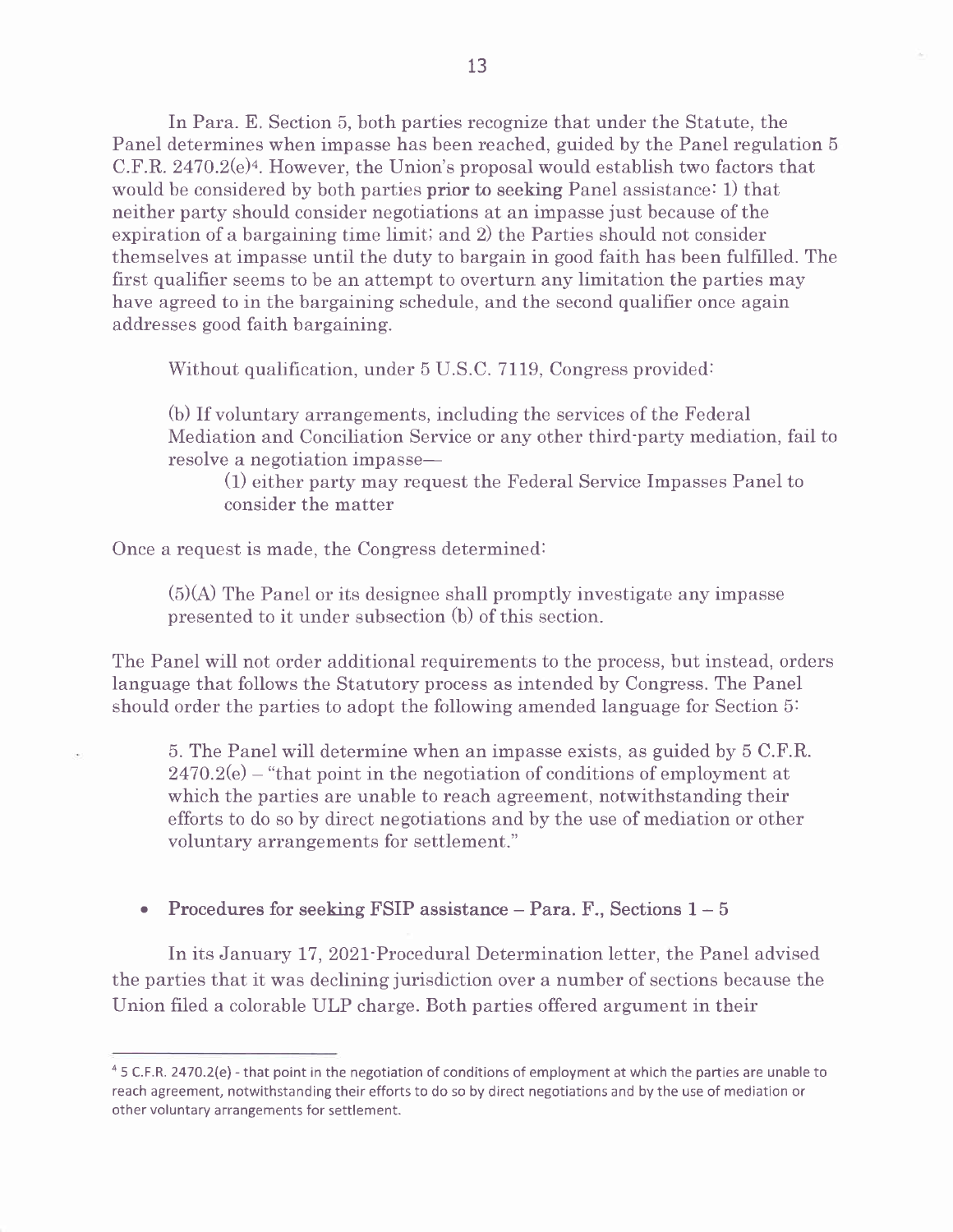In Para. E. Section 5, both parties recognize that under the Statute, the Panel determines when impasse has been reached, guided by the Panel regulation 5 C.F.R. 2470.2(e)[4]. However, the Union's proposal would establish two factors that would be considered by both parties **prior to seeking** Panel assistance: 1) that neither party should consider negotiations at an impasse just because of the expiration of a bargaining time limit; and 2) the Parties should not consider themselves at impasse until the duty to bargain in good faith has been fulfilled. The first qualifier seems to be an attempt to overturn any limitation the parties may have agreed to in the bargaining schedule, and the second qualifier once again addresses good faith bargaining.

Without qualification, under 5 U.S.C. 7119, Congress provided:

> (b) If voluntary arrangements, including the services of the Federal Mediation and Conciliation Service or any other third-party mediation, fail to resolve a negotiation impasse—
>
> > (1) either party may request the Federal Service Impasses Panel to consider the matter

Once a request is made, the Congress determined:

> (5)(A) The Panel or its designee shall promptly investigate any impasse presented to it under subsection (b) of this section.

The Panel will not order additional requirements to the process, but instead, orders language that follows the Statutory process as intended by Congress. The Panel should order the parties to adopt the following amended language for Section 5:

> 5. The Panel will determine when an impasse exists, as guided by 5 C.F.R. 2470.2(e) – "that point in the negotiation of conditions of employment at which the parties are unable to reach agreement, notwithstanding their efforts to do so by direct negotiations and by the use of mediation or other voluntary arrangements for settlement."

- **Procedures for seeking FSIP assistance – Para. F., Sections 1 – 5**

In its January 17, 2021-Procedural Determination letter, the Panel advised the parties that it was declining jurisdiction over a number of sections because the Union filed a colorable ULP charge. Both parties offered argument in their

---

[4] 5 C.F.R. 2470.2(e) - that point in the negotiation of conditions of employment at which the parties are unable to reach agreement, notwithstanding their efforts to do so by direct negotiations and by the use of mediation or other voluntary arrangements for settlement.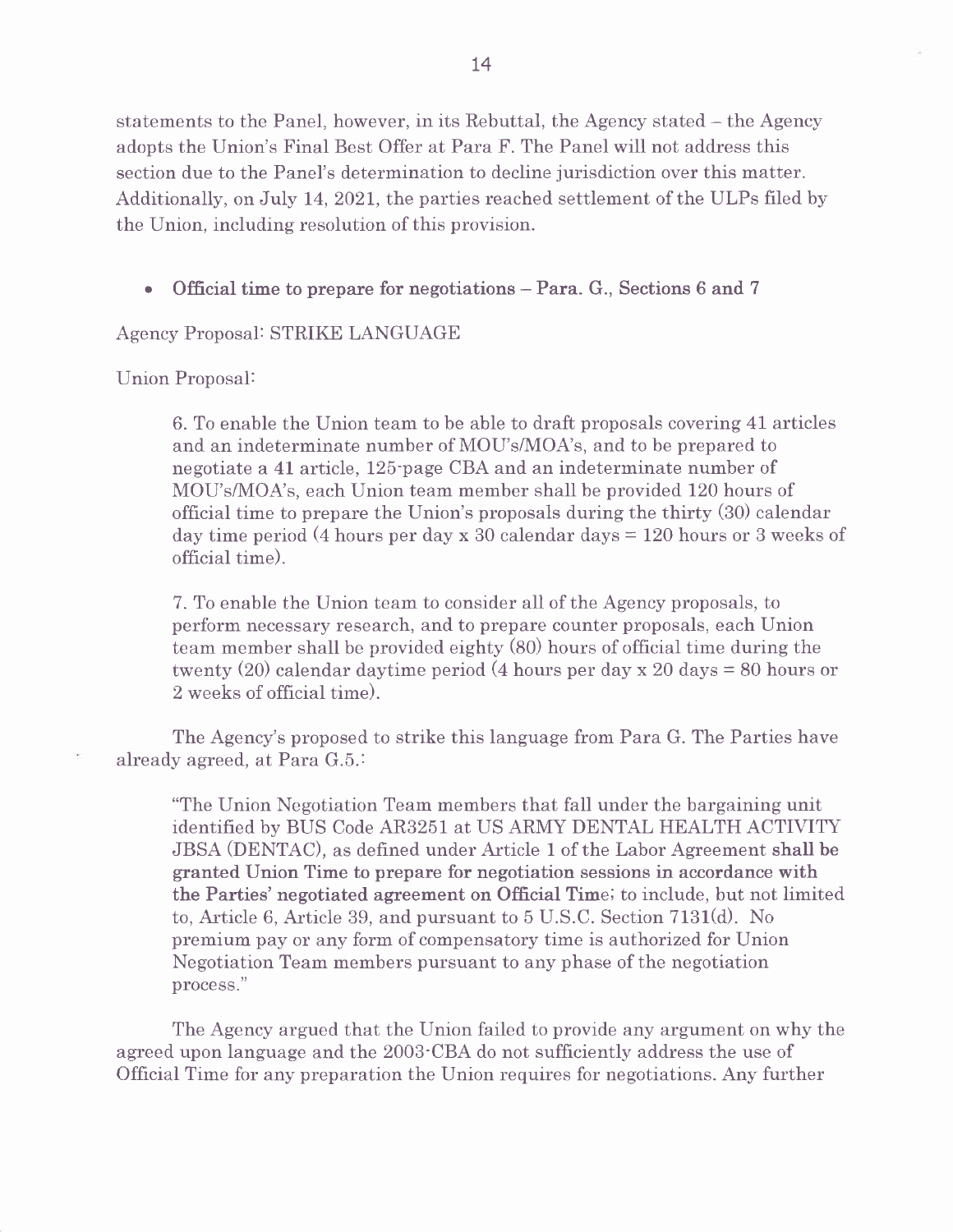statements to the Panel, however, in its Rebuttal, the Agency stated – the Agency adopts the Union's Final Best Offer at Para F. The Panel will not address this section due to the Panel's determination to decline jurisdiction over this matter. Additionally, on July 14, 2021, the parties reached settlement of the ULPs filed by the Union, including resolution of this provision.

- **Official time to prepare for negotiations – Para. G., Sections 6 and 7**

Agency Proposal: STRIKE LANGUAGE

Union Proposal:

> 6. To enable the Union team to be able to draft proposals covering 41 articles and an indeterminate number of MOU's/MOA's, and to be prepared to negotiate a 41 article, 125-page CBA and an indeterminate number of MOU's/MOA's, each Union team member shall be provided 120 hours of official time to prepare the Union's proposals during the thirty (30) calendar day time period (4 hours per day x 30 calendar days = 120 hours or 3 weeks of official time).
>
> 7. To enable the Union team to consider all of the Agency proposals, to perform necessary research, and to prepare counter proposals, each Union team member shall be provided eighty (80) hours of official time during the twenty (20) calendar daytime period (4 hours per day x 20 days = 80 hours or 2 weeks of official time).

The Agency's proposed to strike this language from Para G. The Parties have already agreed, at Para G.5.:

> "The Union Negotiation Team members that fall under the bargaining unit identified by BUS Code AR3251 at US ARMY DENTAL HEALTH ACTIVITY JBSA (DENTAC), as defined under Article 1 of the Labor Agreement **shall be granted Union Time to prepare for negotiation sessions in accordance with the Parties' negotiated agreement on Official Time**; to include, but not limited to, Article 6, Article 39, and pursuant to 5 U.S.C. Section 7131(d). No premium pay or any form of compensatory time is authorized for Union Negotiation Team members pursuant to any phase of the negotiation process."

The Agency argued that the Union failed to provide any argument on why the agreed upon language and the 2003-CBA do not sufficiently address the use of Official Time for any preparation the Union requires for negotiations. Any further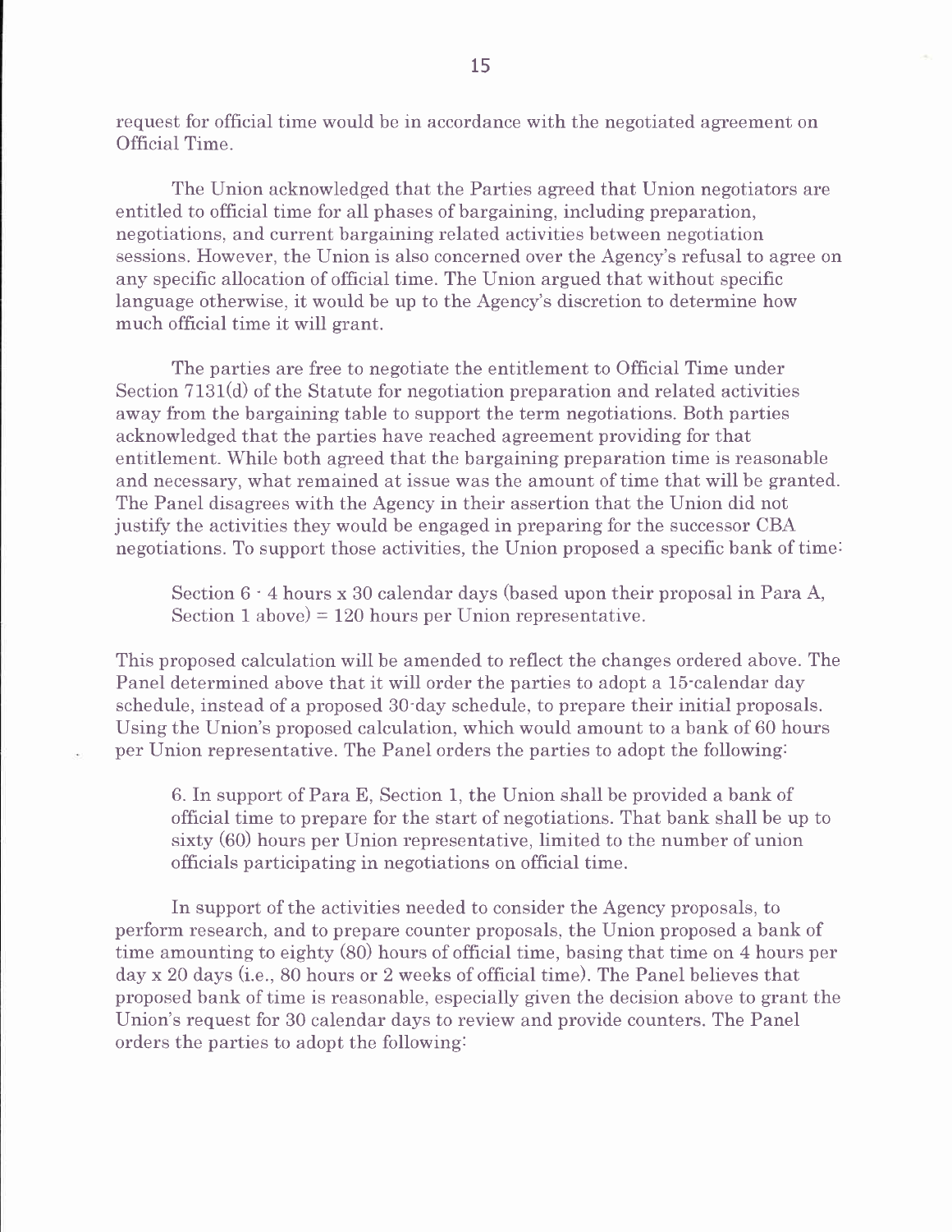request for official time would be in accordance with the negotiated agreement on Official Time.

The Union acknowledged that the Parties agreed that Union negotiators are entitled to official time for all phases of bargaining, including preparation, negotiations, and current bargaining related activities between negotiation sessions. However, the Union is also concerned over the Agency's refusal to agree on any specific allocation of official time. The Union argued that without specific language otherwise, it would be up to the Agency's discretion to determine how much official time it will grant.

The parties are free to negotiate the entitlement to Official Time under Section 7131(d) of the Statute for negotiation preparation and related activities away from the bargaining table to support the term negotiations. Both parties acknowledged that the parties have reached agreement providing for that entitlement. While both agreed that the bargaining preparation time is reasonable and necessary, what remained at issue was the amount of time that will be granted. The Panel disagrees with the Agency in their assertion that the Union did not justify the activities they would be engaged in preparing for the successor CBA negotiations. To support those activities, the Union proposed a specific bank of time:

> Section 6 - 4 hours x 30 calendar days (based upon their proposal in Para A, Section 1 above) = 120 hours per Union representative.

This proposed calculation will be amended to reflect the changes ordered above. The Panel determined above that it will order the parties to adopt a 15-calendar day schedule, instead of a proposed 30-day schedule, to prepare their initial proposals. Using the Union's proposed calculation, which would amount to a bank of 60 hours per Union representative. The Panel orders the parties to adopt the following:

> 6. In support of Para E, Section 1, the Union shall be provided a bank of official time to prepare for the start of negotiations. That bank shall be up to sixty (60) hours per Union representative, limited to the number of union officials participating in negotiations on official time.

In support of the activities needed to consider the Agency proposals, to perform research, and to prepare counter proposals, the Union proposed a bank of time amounting to eighty (80) hours of official time, basing that time on 4 hours per day x 20 days (i.e., 80 hours or 2 weeks of official time). The Panel believes that proposed bank of time is reasonable, especially given the decision above to grant the Union's request for 30 calendar days to review and provide counters. The Panel orders the parties to adopt the following: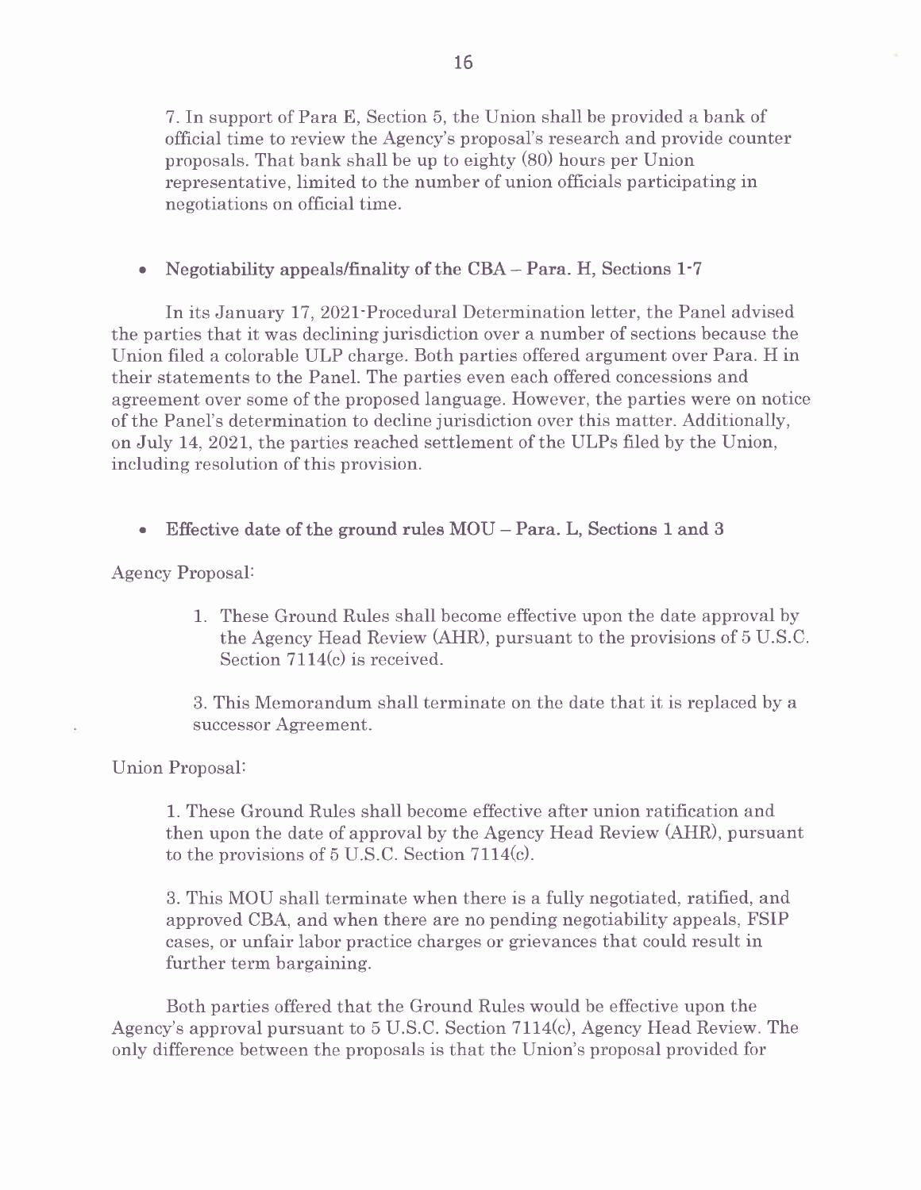7. In support of Para E, Section 5, the Union shall be provided a bank of official time to review the Agency's proposal's research and provide counter proposals. That bank shall be up to eighty (80) hours per Union representative, limited to the number of union officials participating in negotiations on official time.

- **Negotiability appeals/finality of the CBA – Para. H, Sections 1-7**

In its January 17, 2021-Procedural Determination letter, the Panel advised the parties that it was declining jurisdiction over a number of sections because the Union filed a colorable ULP charge. Both parties offered argument over Para. H in their statements to the Panel. The parties even each offered concessions and agreement over some of the proposed language. However, the parties were on notice of the Panel's determination to decline jurisdiction over this matter. Additionally, on July 14, 2021, the parties reached settlement of the ULPs filed by the Union, including resolution of this provision.

- **Effective date of the ground rules MOU – Para. L, Sections 1 and 3**

Agency Proposal:

> 1. These Ground Rules shall become effective upon the date approval by the Agency Head Review (AHR), pursuant to the provisions of 5 U.S.C. Section 7114(c) is received.
>
> 3. This Memorandum shall terminate on the date that it is replaced by a successor Agreement.

Union Proposal:

> 1. These Ground Rules shall become effective after union ratification and then upon the date of approval by the Agency Head Review (AHR), pursuant to the provisions of 5 U.S.C. Section 7114(c).
>
> 3. This MOU shall terminate when there is a fully negotiated, ratified, and approved CBA, and when there are no pending negotiability appeals, FSIP cases, or unfair labor practice charges or grievances that could result in further term bargaining.

Both parties offered that the Ground Rules would be effective upon the Agency's approval pursuant to 5 U.S.C. Section 7114(c), Agency Head Review. The only difference between the proposals is that the Union's proposal provided for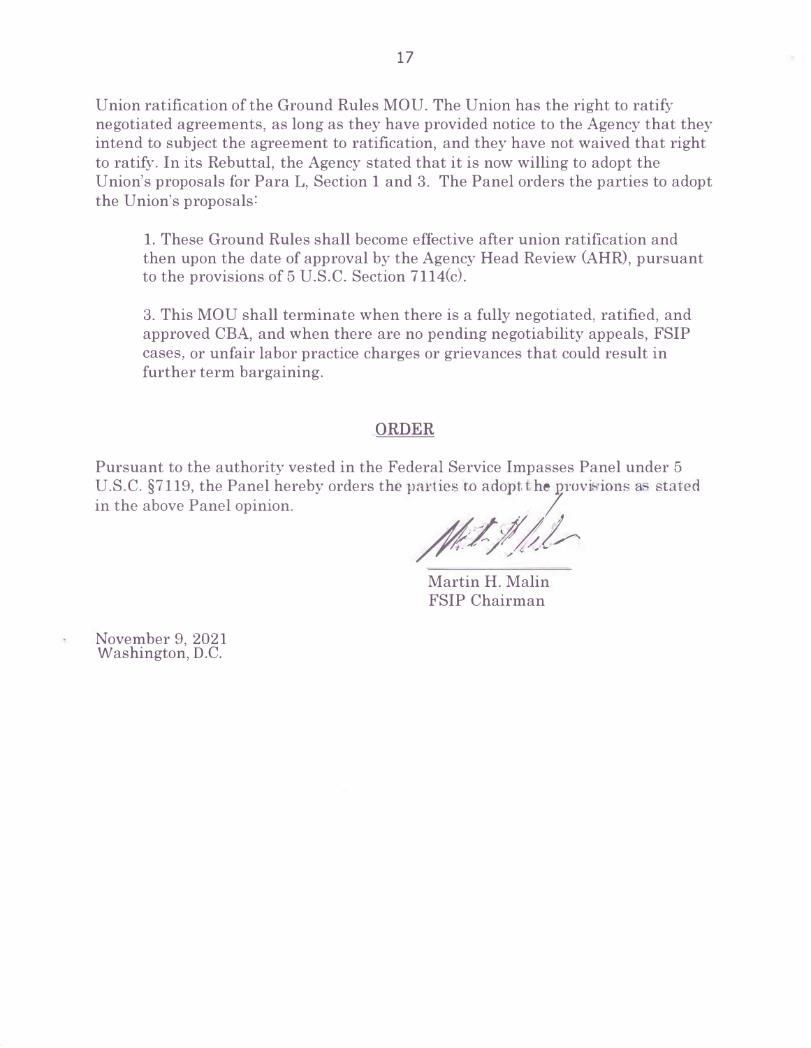Union ratification of the Ground Rules MOU. The Union has the right to ratify negotiated agreements, as long as they have provided notice to the Agency that they intend to subject the agreement to ratification, and they have not waived that right to ratify. In its Rebuttal, the Agency stated that it is now willing to adopt the Union's proposals for Para L, Section 1 and 3. The Panel orders the parties to adopt the Union's proposals:

> 1. These Ground Rules shall become effective after union ratification and then upon the date of approval by the Agency Head Review (AHR), pursuant to the provisions of 5 U.S.C. Section 7114(c).
>
> 3. This MOU shall terminate when there is a fully negotiated, ratified, and approved CBA, and when there are no pending negotiability appeals, FSIP cases, or unfair labor practice charges or grievances that could result in further term bargaining.

## ORDER

Pursuant to the authority vested in the Federal Service Impasses Panel under 5 U.S.C. §7119, the Panel hereby orders the parties to adopt the provisions as stated in the above Panel opinion.

Martin H. Malin
FSIP Chairman

November 9, 2021
Washington, D.C.